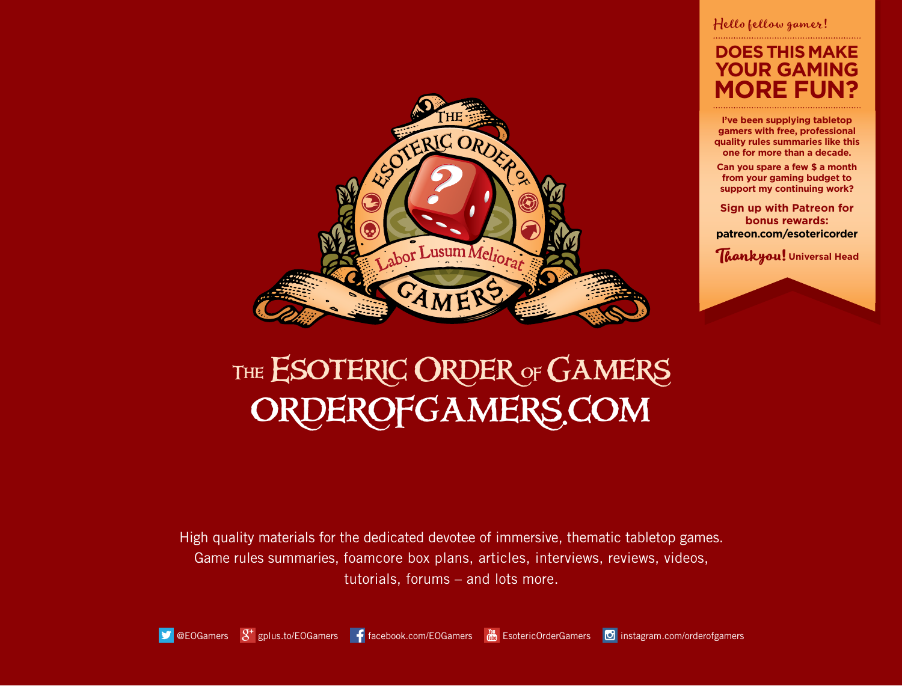Hello fellow gamer!

## DOES THIS MAKE YOUR GAMING MORE FUN?

**I've been supplying tabletop gamers with free, professional quality rules summaries like this one for more than a decade.**

**Can you spare a few $ a month from your gaming budget to support my continuing work?**

**Sign up with Patreon for bonus rewards:**
**patreon.com/esotericorder**

Thankyou! **Universal Head**

THE ESOTERIC ORDER OF GAMERS

Labor Lusum Meliorat

# THE ESOTERIC ORDER OF GAMERS
# ORDEROFGAMERS.COM

High quality materials for the dedicated devotee of immersive, thematic tabletop games. Game rules summaries, foamcore box plans, articles, interviews, reviews, videos, tutorials, forums – and lots more.

@EOGamers gplus.to/EOGamers facebook.com/EOGamers EsotericOrderGamers instagram.com/orderofgamers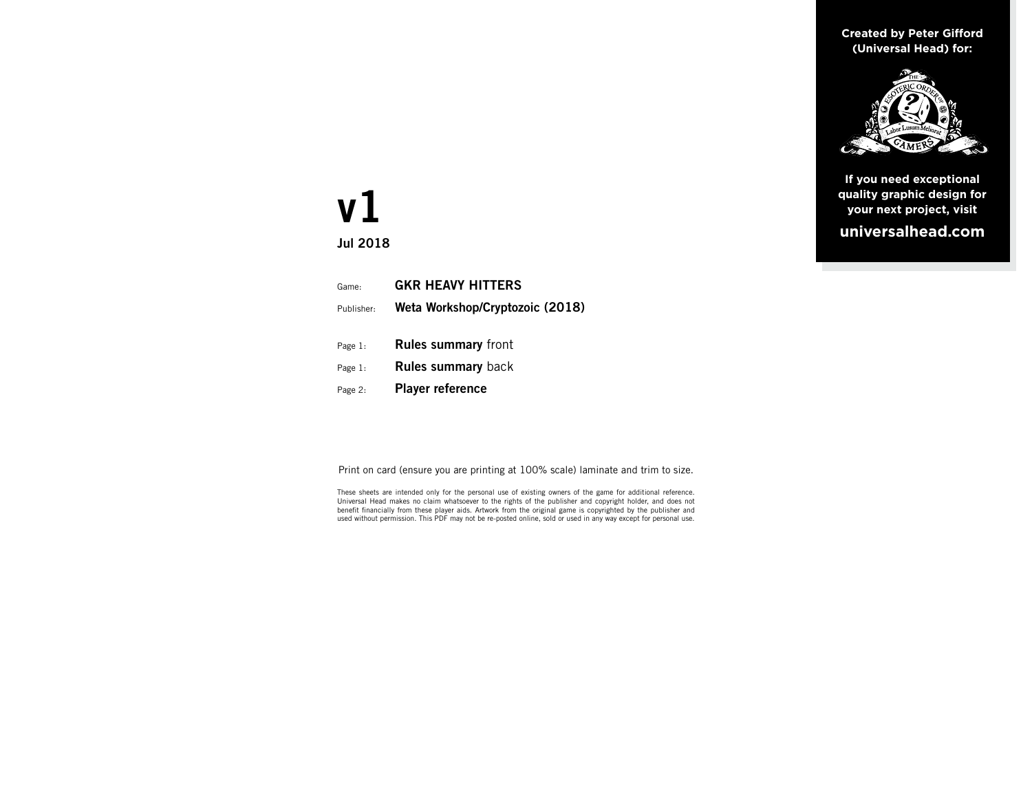**Created by Peter Gifford (Universal Head) for:**

**If you need exceptional quality graphic design for your next project, visit**

**universalhead.com**

# v1

**Jul 2018**

| | |
|---|---|
| Game: | **GKR HEAVY HITTERS** |
| Publisher: | **Weta Workshop/Cryptozoic (2018)** |
| | |
| Page 1: | **Rules summary** front |
| Page 1: | **Rules summary** back |
| Page 2: | **Player reference** |

Print on card (ensure you are printing at 100% scale) laminate and trim to size.

These sheets are intended only for the personal use of existing owners of the game for additional reference. Universal Head makes no claim whatsoever to the rights of the publisher and copyright holder, and does not benefit financially from these player aids. Artwork from the original game is copyrighted by the publisher and used without permission. This PDF may not be re-posted online, sold or used in any way except for personal use.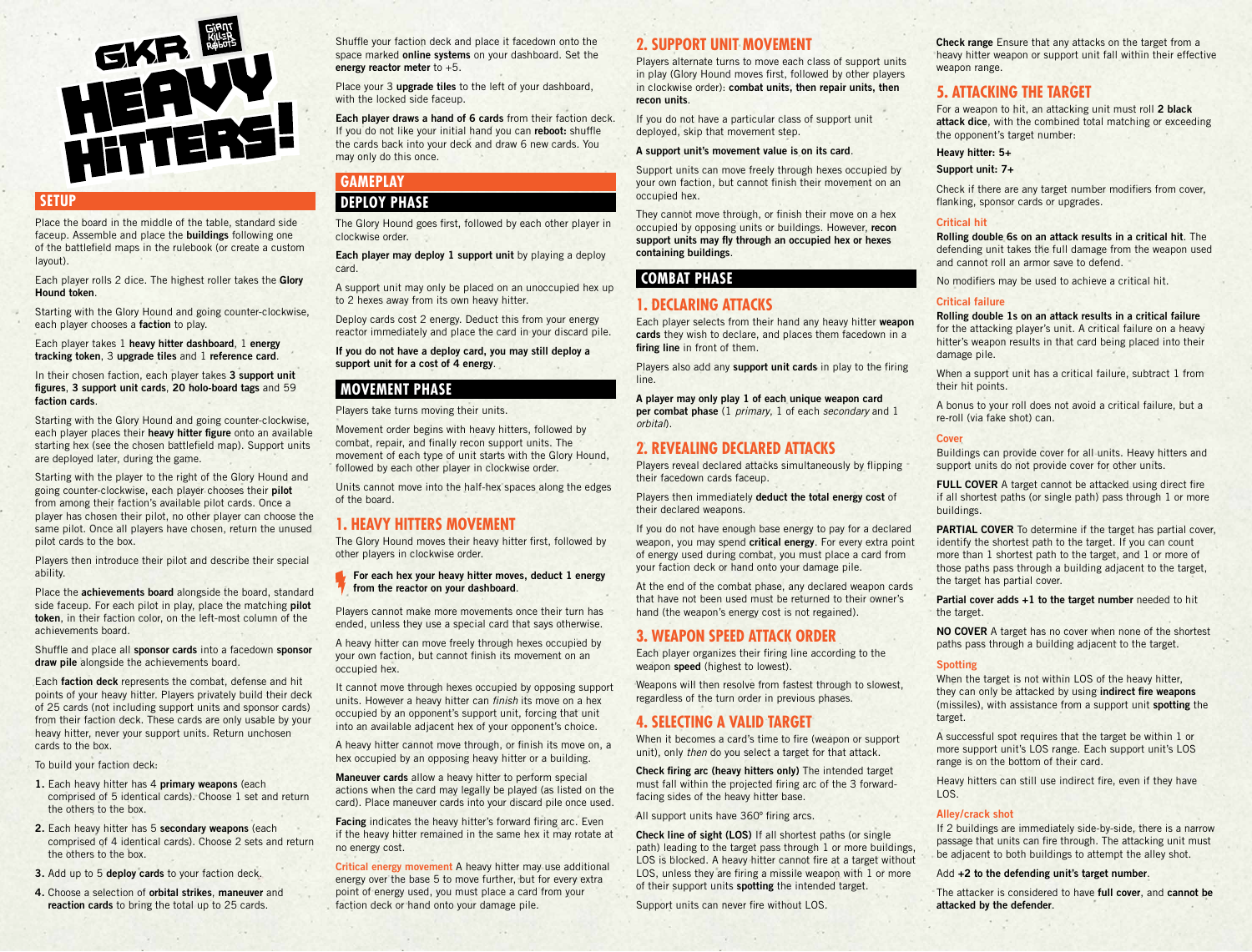# GKR HEAVY HITTERS!

## SETUP

Place the board in the middle of the table, standard side faceup. Assemble and place the **buildings** following one of the battlefield maps in the rulebook (or create a custom layout).

Each player rolls 2 dice. The highest roller takes the **Glory Hound token**.

Starting with the Glory Hound and going counter-clockwise, each player chooses a **faction** to play.

Each player takes 1 **heavy hitter dashboard**, 1 **energy tracking token**, 3 **upgrade tiles** and 1 **reference card**.

In their chosen faction, each player takes **3 support unit figures**, **3 support unit cards**, **20 holo-board tags** and 59 **faction cards**.

Starting with the Glory Hound and going counter-clockwise, each player places their **heavy hitter figure** onto an available starting hex (see the chosen battlefield map). Support units are deployed later, during the game.

Starting with the player to the right of the Glory Hound and going counter-clockwise, each player chooses their **pilot** from among their faction's available pilot cards. Once a player has chosen their pilot, no other player can choose the same pilot. Once all players have chosen, return the unused pilot cards to the box.

Players then introduce their pilot and describe their special ability.

Place the **achievements board** alongside the board, standard side faceup. For each pilot in play, place the matching **pilot token**, in their faction color, on the left-most column of the achievements board.

Shuffle and place all **sponsor cards** into a facedown **sponsor draw pile** alongside the achievements board.

Each **faction deck** represents the combat, defense and hit points of your heavy hitter. Players privately build their deck of 25 cards (not including support units and sponsor cards) from their faction deck. These cards are only usable by your heavy hitter, never your support units. Return unchosen cards to the box.

To build your faction deck:

1. Each heavy hitter has 4 **primary weapons** (each comprised of 5 identical cards). Choose 1 set and return the others to the box.
2. Each heavy hitter has 5 **secondary weapons** (each comprised of 4 identical cards). Choose 2 sets and return the others to the box.
3. Add up to 5 **deploy cards** to your faction deck.
4. Choose a selection of **orbital strikes**, **maneuver** and **reaction cards** to bring the total up to 25 cards.

Shuffle your faction deck and place it facedown onto the space marked **online systems** on your dashboard. Set the **energy reactor meter** to +5.

Place your 3 **upgrade tiles** to the left of your dashboard, with the locked side faceup.

**Each player draws a hand of 6 cards** from their faction deck. If you do not like your initial hand you can **reboot:** shuffle the cards back into your deck and draw 6 new cards. You may only do this once.

## GAMEPLAY

## DEPLOY PHASE

The Glory Hound goes first, followed by each other player in clockwise order.

**Each player may deploy 1 support unit** by playing a deploy card.

A support unit may only be placed on an unoccupied hex up to 2 hexes away from its own heavy hitter.

Deploy cards cost 2 energy. Deduct this from your energy reactor immediately and place the card in your discard pile.

**If you do not have a deploy card, you may still deploy a support unit for a cost of 4 energy**.

## MOVEMENT PHASE

Players take turns moving their units.

Movement order begins with heavy hitters, followed by combat, repair, and finally recon support units. The movement of each type of unit starts with the Glory Hound, followed by each other player in clockwise order.

Units cannot move into the half-hex spaces along the edges of the board.

### 1. HEAVY HITTERS MOVEMENT

The Glory Hound moves their heavy hitter first, followed by other players in clockwise order.

**For each hex your heavy hitter moves, deduct 1 energy from the reactor on your dashboard**.

Players cannot make more movements once their turn has ended, unless they use a special card that says otherwise.

A heavy hitter can move freely through hexes occupied by your own faction, but cannot finish its movement on an occupied hex.

It cannot move through hexes occupied by opposing support units. However a heavy hitter can *finish* its move on a hex occupied by an opponent's support unit, forcing that unit into an available adjacent hex of your opponent's choice.

A heavy hitter cannot move through, or finish its move on, a hex occupied by an opposing heavy hitter or a building.

**Maneuver cards** allow a heavy hitter to perform special actions when the card may legally be played (as listed on the card). Place maneuver cards into your discard pile once used.

**Facing** indicates the heavy hitter's forward firing arc. Even if the heavy hitter remained in the same hex it may rotate at no energy cost.

**Critical energy movement** A heavy hitter may use additional energy over the base 5 to move further, but for every extra point of energy used, you must place a card from your faction deck or hand onto your damage pile.

### 2. SUPPORT UNIT MOVEMENT

Players alternate turns to move each class of support units in play (Glory Hound moves first, followed by other players in clockwise order): **combat units, then repair units, then recon units**.

If you do not have a particular class of support unit deployed, skip that movement step.

**A support unit's movement value is on its card**.

Support units can move freely through hexes occupied by your own faction, but cannot finish their movement on an occupied hex.

They cannot move through, or finish their move on a hex occupied by opposing units or buildings. However, **recon support units may fly through an occupied hex or hexes containing buildings**.

## COMBAT PHASE

### 1. DECLARING ATTACKS

Each player selects from their hand any heavy hitter **weapon cards** they wish to declare, and places them facedown in a **firing line** in front of them.

Players also add any **support unit cards** in play to the firing line.

**A player may only play 1 of each unique weapon card per combat phase** (1 *primary*, 1 of each *secondary* and 1 *orbital*).

### 2. REVEALING DECLARED ATTACKS

Players reveal declared attacks simultaneously by flipping their facedown cards faceup.

Players then immediately **deduct the total energy cost** of their declared weapons.

If you do not have enough base energy to pay for a declared weapon, you may spend **critical energy**. For every extra point of energy used during combat, you must place a card from your faction deck or hand onto your damage pile.

At the end of the combat phase, any declared weapon cards that have not been used must be returned to their owner's hand (the weapon's energy cost is not regained).

### 3. WEAPON SPEED ATTACK ORDER

Each player organizes their firing line according to the weapon **speed** (highest to lowest).

Weapons will then resolve from fastest through to slowest, regardless of the turn order in previous phases.

### 4. SELECTING A VALID TARGET

When it becomes a card's time to fire (weapon or support unit), only *then* do you select a target for that attack.

**Check firing arc (heavy hitters only)** The intended target must fall within the projected firing arc of the 3 forward-facing sides of the heavy hitter base.

All support units have 360° firing arcs.

**Check line of sight (LOS)** If all shortest paths (or single path) leading to the target pass through 1 or more buildings, LOS is blocked. A heavy hitter cannot fire at a target without LOS, unless they are firing a missile weapon with 1 or more of their support units **spotting** the intended target.

Support units can never fire without LOS.

**Check range** Ensure that any attacks on the target from a heavy hitter weapon or support unit fall within their effective weapon range.

### 5. ATTACKING THE TARGET

For a weapon to hit, an attacking unit must roll **2 black attack dice**, with the combined total matching or exceeding the opponent's target number:

**Heavy hitter: 5+**

**Support unit: 7+**

Check if there are any target number modifiers from cover, flanking, sponsor cards or upgrades.

#### Critical hit

**Rolling double 6s on an attack results in a critical hit**. The defending unit takes the full damage from the weapon used and cannot roll an armor save to defend.

No modifiers may be used to achieve a critical hit.

#### Critical failure

**Rolling double 1s on an attack results in a critical failure** for the attacking player's unit. A critical failure on a heavy hitter's weapon results in that card being placed into their damage pile.

When a support unit has a critical failure, subtract 1 from their hit points.

A bonus to your roll does not avoid a critical failure, but a re-roll (via fake shot) can.

#### Cover

Buildings can provide cover for all units. Heavy hitters and support units do not provide cover for other units.

**FULL COVER** A target cannot be attacked using direct fire if all shortest paths (or single path) pass through 1 or more buildings.

**PARTIAL COVER** To determine if the target has partial cover, identify the shortest path to the target. If you can count more than 1 shortest path to the target, and 1 or more of those paths pass through a building adjacent to the target, the target has partial cover.

**Partial cover adds +1 to the target number** needed to hit the target.

**NO COVER** A target has no cover when none of the shortest paths pass through a building adjacent to the target.

#### Spotting

When the target is not within LOS of the heavy hitter, they can only be attacked by using **indirect fire weapons** (missiles), with assistance from a support unit **spotting** the target.

A successful spot requires that the target be within 1 or more support unit's LOS range. Each support unit's LOS range is on the bottom of their card.

Heavy hitters can still use indirect fire, even if they have LOS.

#### Alley/crack shot

If 2 buildings are immediately side-by-side, there is a narrow passage that units can fire through. The attacking unit must be adjacent to both buildings to attempt the alley shot.

Add **+2 to the defending unit's target number**.

The attacker is considered to have **full cover**, and **cannot be attacked by the defender**.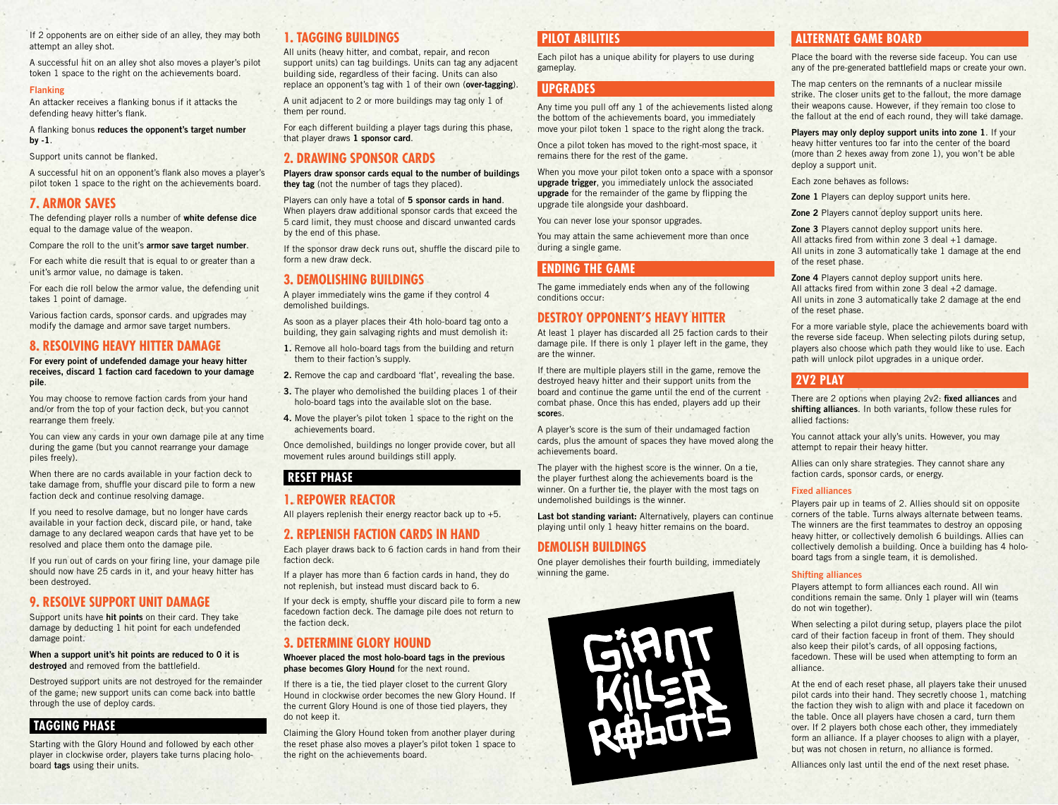If 2 opponents are on either side of an alley, they may both attempt an alley shot.

A successful hit on an alley shot also moves a player's pilot token 1 space to the right on the achievements board.

#### Flanking

An attacker receives a flanking bonus if it attacks the defending heavy hitter's flank.

A flanking bonus **reduces the opponent's target number by -1**.

Support units cannot be flanked.

A successful hit on an opponent's flank also moves a player's pilot token 1 space to the right on the achievements board.

### 7. ARMOR SAVES

The defending player rolls a number of **white defense dice** equal to the damage value of the weapon.

Compare the roll to the unit's **armor save target number**.

For each white die result that is equal to or greater than a unit's armor value, no damage is taken.

For each die roll below the armor value, the defending unit takes 1 point of damage.

Various faction cards, sponsor cards. and upgrades may modify the damage and armor save target numbers.

### 8. RESOLVING HEAVY HITTER DAMAGE

**For every point of undefended damage your heavy hitter receives, discard 1 faction card facedown to your damage pile**.

You may choose to remove faction cards from your hand and/or from the top of your faction deck, but you cannot rearrange them freely.

You can view any cards in your own damage pile at any time during the game (but you cannot rearrange your damage piles freely).

When there are no cards available in your faction deck to take damage from, shuffle your discard pile to form a new faction deck and continue resolving damage.

If you need to resolve damage, but no longer have cards available in your faction deck, discard pile, or hand, take damage to any declared weapon cards that have yet to be resolved and place them onto the damage pile.

If you run out of cards on your firing line, your damage pile should now have 25 cards in it, and your heavy hitter has been destroyed.

### 9. RESOLVE SUPPORT UNIT DAMAGE

Support units have **hit points** on their card. They take damage by deducting 1 hit point for each undefended damage point.

**When a support unit's hit points are reduced to 0 it is destroyed** and removed from the battlefield.

Destroyed support units are not destroyed for the remainder of the game; new support units can come back into battle through the use of deploy cards.

## TAGGING PHASE

Starting with the Glory Hound and followed by each other player in clockwise order, players take turns placing holo-board **tags** using their units.

### 1. TAGGING BUILDINGS

All units (heavy hitter, and combat, repair, and recon support units) can tag buildings. Units can tag any adjacent building side, regardless of their facing. Units can also replace an opponent's tag with 1 of their own (**over-tagging**).

A unit adjacent to 2 or more buildings may tag only 1 of them per round.

For each different building a player tags during this phase, that player draws **1 sponsor card**.

### 2. DRAWING SPONSOR CARDS

**Players draw sponsor cards equal to the number of buildings they tag** (not the number of tags they placed).

Players can only have a total of **5 sponsor cards in hand**. When players draw additional sponsor cards that exceed the 5 card limit, they must choose and discard unwanted cards by the end of this phase.

If the sponsor draw deck runs out, shuffle the discard pile to form a new draw deck.

### 3. DEMOLISHING BUILDINGS

A player immediately wins the game if they control 4 demolished buildings.

As soon as a player places their 4th holo-board tag onto a building, they gain salvaging rights and must demolish it:

1. Remove all holo-board tags from the building and return them to their faction's supply.
2. Remove the cap and cardboard 'flat', revealing the base.
3. The player who demolished the building places 1 of their holo-board tags into the available slot on the base.
4. Move the player's pilot token 1 space to the right on the achievements board.

Once demolished, buildings no longer provide cover, but all movement rules around buildings still apply.

## RESET PHASE

### 1. REPOWER REACTOR

All players replenish their energy reactor back up to +5.

### 2. REPLENISH FACTION CARDS IN HAND

Each player draws back to 6 faction cards in hand from their faction deck.

If a player has more than 6 faction cards in hand, they do not replenish, but instead must discard back to 6.

If your deck is empty, shuffle your discard pile to form a new facedown faction deck. The damage pile does not return to the faction deck.

### 3. DETERMINE GLORY HOUND

**Whoever placed the most holo-board tags in the previous phase becomes Glory Hound** for the next round.

If there is a tie, the tied player closet to the current Glory Hound in clockwise order becomes the new Glory Hound. If the current Glory Hound is one of those tied players, they do not keep it.

Claiming the Glory Hound token from another player during the reset phase also moves a player's pilot token 1 space to the right on the achievements board.

## PILOT ABILITIES

Each pilot has a unique ability for players to use during gameplay.

## UPGRADES

Any time you pull off any 1 of the achievements listed along the bottom of the achievements board, you immediately move your pilot token 1 space to the right along the track.

Once a pilot token has moved to the right-most space, it remains there for the rest of the game.

When you move your pilot token onto a space with a sponsor **upgrade trigger**, you immediately unlock the associated **upgrade** for the remainder of the game by flipping the upgrade tile alongside your dashboard.

You can never lose your sponsor upgrades.

You may attain the same achievement more than once during a single game.

## ENDING THE GAME

The game immediately ends when any of the following conditions occur:

### DESTROY OPPONENT'S HEAVY HITTER

At least 1 player has discarded all 25 faction cards to their damage pile. If there is only 1 player left in the game, they are the winner.

If there are multiple players still in the game, remove the destroyed heavy hitter and their support units from the board and continue the game until the end of the current combat phase. Once this has ended, players add up their **score**s.

A player's score is the sum of their undamaged faction cards, plus the amount of spaces they have moved along the achievements board.

The player with the highest score is the winner. On a tie, the player furthest along the achievements board is the winner. On a further tie, the player with the most tags on undemolished buildings is the winner.

**Last bot standing variant:** Alternatively, players can continue playing until only 1 heavy hitter remains on the board.

### DEMOLISH BUILDINGS

One player demolishes their fourth building, immediately winning the game.

GIANT KILLER ROBOTS

## ALTERNATE GAME BOARD

Place the board with the reverse side faceup. You can use any of the pre-generated battlefield maps or create your own.

The map centers on the remnants of a nuclear missile strike. The closer units get to the fallout, the more damage their weapons cause. However, if they remain too close to the fallout at the end of each round, they will take damage.

**Players may only deploy support units into zone 1**. If your heavy hitter ventures too far into the center of the board (more than 2 hexes away from zone 1), you won't be able deploy a support unit.

Each zone behaves as follows:

**Zone 1** Players can deploy support units here.

**Zone 2** Players cannot deploy support units here.

**Zone 3** Players cannot deploy support units here. All attacks fired from within zone 3 deal +1 damage. All units in zone 3 automatically take 1 damage at the end of the reset phase.

**Zone 4** Players cannot deploy support units here. All attacks fired from within zone 3 deal +2 damage. All units in zone 3 automatically take 2 damage at the end of the reset phase.

For a more variable style, place the achievements board with the reverse side faceup. When selecting pilots during setup, players also choose which path they would like to use. Each path will unlock pilot upgrades in a unique order.

## 2V2 PLAY

There are 2 options when playing 2v2: **fixed alliances** and **shifting alliances**. In both variants, follow these rules for allied factions:

You cannot attack your ally's units. However, you may attempt to repair their heavy hitter.

Allies can only share strategies. They cannot share any faction cards, sponsor cards, or energy.

#### Fixed alliances

Players pair up in teams of 2. Allies should sit on opposite corners of the table. Turns always alternate between teams. The winners are the first teammates to destroy an opposing heavy hitter, or collectively demolish 6 buildings. Allies can collectively demolish a building. Once a building has 4 holo-board tags from a single team, it is demolished.

#### Shifting alliances

Players attempt to form alliances each round. All win conditions remain the same. Only 1 player will win (teams do not win together).

When selecting a pilot during setup, players place the pilot card of their faction faceup in front of them. They should also keep their pilot's cards, of all opposing factions, facedown. These will be used when attempting to form an alliance.

At the end of each reset phase, all players take their unused pilot cards into their hand. They secretly choose 1, matching the faction they wish to align with and place it facedown on the table. Once all players have chosen a card, turn them over. If 2 players both chose each other, they immediately form an alliance. If a player chooses to align with a player, but was not chosen in return, no alliance is formed.

Alliances only last until the end of the next reset phase.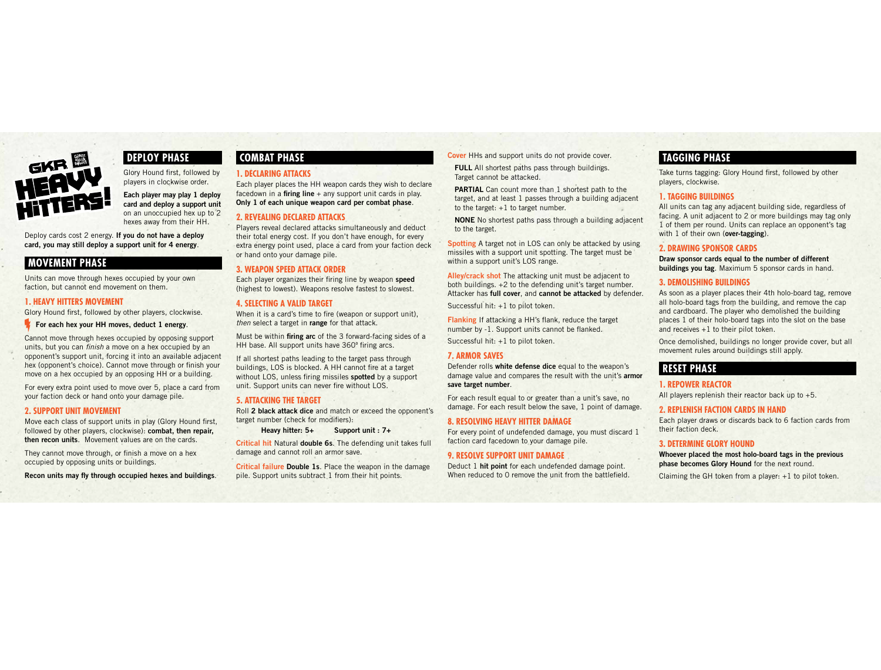## DEPLOY PHASE

Glory Hound first, followed by players in clockwise order.

**Each player may play 1 deploy card and deploy a support unit** on an unoccupied hex up to 2 hexes away from their HH.

Deploy cards cost 2 energy. **If you do not have a deploy card, you may still deploy a support unit for 4 energy**.

## MOVEMENT PHASE

Units can move through hexes occupied by your own faction, but cannot end movement on them.

### 1. HEAVY HITTERS MOVEMENT

Glory Hound first, followed by other players, clockwise.

**For each hex your HH moves, deduct 1 energy**.

Cannot move through hexes occupied by opposing support units, but you can *finish* a move on a hex occupied by an opponent's support unit, forcing it into an available adjacent hex (opponent's choice). Cannot move through or finish your move on a hex occupied by an opposing HH or a building.

For every extra point used to move over 5, place a card from your faction deck or hand onto your damage pile.

### 2. SUPPORT UNIT MOVEMENT

Move each class of support units in play (Glory Hound first, followed by other players, clockwise): **combat, then repair, then recon units**. Movement values are on the cards.

They cannot move through, or finish a move on a hex occupied by opposing units or buildings.

**Recon units may fly through occupied hexes and buildings**.

## COMBAT PHASE

### 1. DECLARING ATTACKS

Each player places the HH weapon cards they wish to declare facedown in a **firing line** + any support unit cards in play. **Only 1 of each unique weapon card per combat phase**.

### 2. REVEALING DECLARED ATTACKS

Players reveal declared attacks simultaneously and deduct their total energy cost. If you don't have enough, for every extra energy point used, place a card from your faction deck or hand onto your damage pile.

### 3. WEAPON SPEED ATTACK ORDER

Each player organizes their firing line by weapon **speed** (highest to lowest). Weapons resolve fastest to slowest.

### 4. SELECTING A VALID TARGET

When it is a card's time to fire (weapon or support unit), *then* select a target in **range** for that attack.

Must be within **firing arc** of the 3 forward-facing sides of a HH base. All support units have 360° firing arcs.

If all shortest paths leading to the target pass through buildings, LOS is blocked. A HH cannot fire at a target without LOS, unless firing missiles **spotted** by a support unit. Support units can never fire without LOS.

### 5. ATTACKING THE TARGET

Roll **2 black attack dice** and match or exceed the opponent's target number (check for modifiers):

**Heavy hitter: 5+** **Support unit : 7+**

**Critical hit** Natural **double 6s**. The defending unit takes full damage and cannot roll an armor save.

**Critical failure** **Double 1s**. Place the weapon in the damage pile. Support units subtract 1 from their hit points.

**Cover** HHs and support units do not provide cover.

**FULL** All shortest paths pass through buildings. Target cannot be attacked.

**PARTIAL** Can count more than 1 shortest path to the target, and at least 1 passes through a building adjacent to the target: +1 to target number.

**NONE** No shortest paths pass through a building adjacent to the target.

**Spotting** A target not in LOS can only be attacked by using missiles with a support unit spotting. The target must be within a support unit's LOS range.

**Alley/crack shot** The attacking unit must be adjacent to both buildings. +2 to the defending unit's target number. Attacker has **full cover**, and **cannot be attacked** by defender.

Successful hit: +1 to pilot token.

**Flanking** If attacking a HH's flank, reduce the target number by -1. Support units cannot be flanked.

Successful hit: +1 to pilot token.

### 7. ARMOR SAVES

Defender rolls **white defense dice** equal to the weapon's damage value and compares the result with the unit's **armor save target number**.

For each result equal to or greater than a unit's save, no damage. For each result below the save, 1 point of damage.

### 8. RESOLVING HEAVY HITTER DAMAGE

For every point of undefended damage, you must discard 1 faction card facedown to your damage pile.

### 9. RESOLVE SUPPORT UNIT DAMAGE

Deduct 1 **hit point** for each undefended damage point. When reduced to 0 remove the unit from the battlefield.

## TAGGING PHASE

Take turns tagging: Glory Hound first, followed by other players, clockwise.

### 1. TAGGING BUILDINGS

All units can tag any adjacent building side, regardless of facing. A unit adjacent to 2 or more buildings may tag only 1 of them per round. Units can replace an opponent's tag with 1 of their own (**over-tagging**).

### 2. DRAWING SPONSOR CARDS

**Draw sponsor cards equal to the number of different buildings you tag**. Maximum 5 sponsor cards in hand.

### 3. DEMOLISHING BUILDINGS

As soon as a player places their 4th holo-board tag, remove all holo-board tags from the building, and remove the cap and cardboard. The player who demolished the building places 1 of their holo-board tags into the slot on the base and receives +1 to their pilot token.

Once demolished, buildings no longer provide cover, but all movement rules around buildings still apply.

## RESET PHASE

### 1. REPOWER REACTOR

All players replenish their reactor back up to +5.

### 2. REPLENISH FACTION CARDS IN HAND

Each player draws or discards back to 6 faction cards from their faction deck.

### 3. DETERMINE GLORY HOUND

**Whoever placed the most holo-board tags in the previous phase becomes Glory Hound** for the next round.

Claiming the GH token from a player: +1 to pilot token.